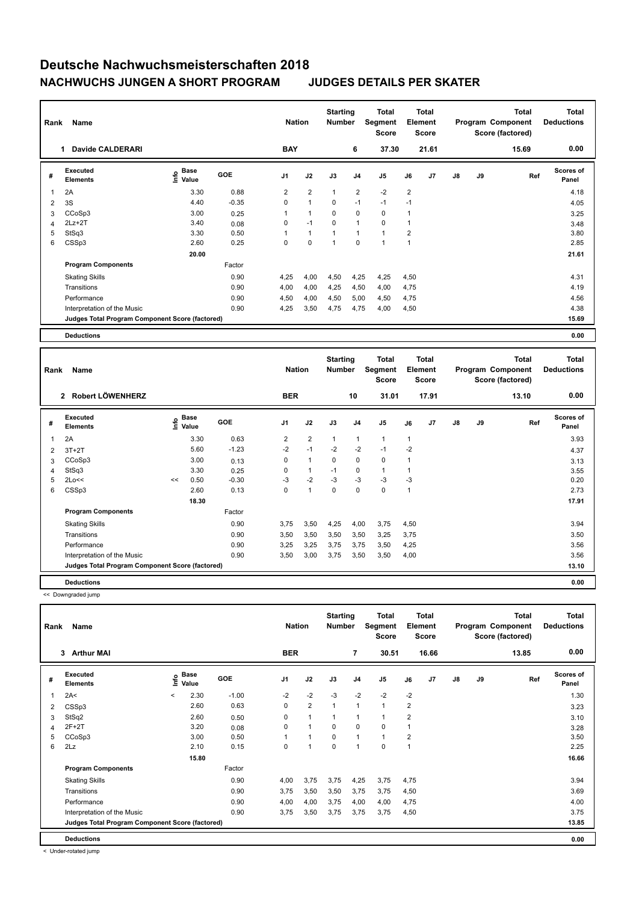# Deutsche Nachwuchsmeisterschaften 2018

## NACHWUCHS JUNGEN A SHORT PROGRAM JUDGES DETAILS PER SKATER

| Rank | Name | Nation | Starting Number | Total Segment Score | Total Element Score | Total Program Component Score (factored) | Total Deductions |
|---|---|---|---|---|---|---|---|
| 1 | Davide CALDERARI | BAY | 6 | 37.30 | 21.61 | 15.69 | 0.00 |

| # | Executed Elements | Info | Base Value | GOE | J1 | J2 | J3 | J4 | J5 | J6 | J7 | J8 | J9 | Ref | Scores of Panel |
|---|---|---|---|---|---|---|---|---|---|---|---|---|---|---|---|
| 1 | 2A | | 3.30 | 0.88 | 2 | 2 | 1 | 2 | -2 | 2 | | | | | 4.18 |
| 2 | 3S | | 4.40 | -0.35 | 0 | 1 | 0 | -1 | -1 | -1 | | | | | 4.05 |
| 3 | CCoSp3 | | 3.00 | 0.25 | 1 | 1 | 0 | 0 | 0 | 1 | | | | | 3.25 |
| 4 | 2Lz+2T | | 3.40 | 0.08 | 0 | -1 | 0 | 1 | 0 | 1 | | | | | 3.48 |
| 5 | StSq3 | | 3.30 | 0.50 | 1 | 1 | 1 | 1 | 1 | 2 | | | | | 3.80 |
| 6 | CSSp3 | | 2.60 | 0.25 | 0 | 0 | 1 | 0 | 1 | 1 | | | | | 2.85 |
| | | | 20.00 | | | | | | | | | | | | 21.61 |

| Program Components | Factor | J1 | J2 | J3 | J4 | J5 | J6 | J7 | J8 | J9 | Scores of Panel |
|---|---|---|---|---|---|---|---|---|---|---|---|
| Skating Skills | 0.90 | 4,25 | 4,00 | 4,50 | 4,25 | 4,25 | 4,50 | | | | 4.31 |
| Transitions | 0.90 | 4,00 | 4,00 | 4,25 | 4,50 | 4,00 | 4,75 | | | | 4.19 |
| Performance | 0.90 | 4,50 | 4,00 | 4,50 | 5,00 | 4,50 | 4,75 | | | | 4.56 |
| Interpretation of the Music | 0.90 | 4,25 | 3,50 | 4,75 | 4,75 | 4,00 | 4,50 | | | | 4.38 |
| Judges Total Program Component Score (factored) | | | | | | | | | | | 15.69 |

| Deductions | 0.00 |
|---|---|

| Rank | Name | Nation | Starting Number | Total Segment Score | Total Element Score | Total Program Component Score (factored) | Total Deductions |
|---|---|---|---|---|---|---|---|
| 2 | Robert LÖWENHERZ | BER | 10 | 31.01 | 17.91 | 13.10 | 0.00 |

| # | Executed Elements | Info | Base Value | GOE | J1 | J2 | J3 | J4 | J5 | J6 | J7 | J8 | J9 | Ref | Scores of Panel |
|---|---|---|---|---|---|---|---|---|---|---|---|---|---|---|---|
| 1 | 2A | | 3.30 | 0.63 | 2 | 2 | 1 | 1 | 1 | 1 | | | | | 3.93 |
| 2 | 3T+2T | | 5.60 | -1.23 | -2 | -1 | -2 | -2 | -1 | -2 | | | | | 4.37 |
| 3 | CCoSp3 | | 3.00 | 0.13 | 0 | 1 | 0 | 0 | 0 | 1 | | | | | 3.13 |
| 4 | StSq3 | | 3.30 | 0.25 | 0 | 1 | -1 | 0 | 1 | 1 | | | | | 3.55 |
| 5 | 2Lo<< | << | 0.50 | -0.30 | -3 | -2 | -3 | -3 | -3 | -3 | | | | | 0.20 |
| 6 | CSSp3 | | 2.60 | 0.13 | 0 | 1 | 0 | 0 | 0 | 1 | | | | | 2.73 |
| | | | 18.30 | | | | | | | | | | | | 17.91 |

| Program Components | Factor | J1 | J2 | J3 | J4 | J5 | J6 | J7 | J8 | J9 | Scores of Panel |
|---|---|---|---|---|---|---|---|---|---|---|---|
| Skating Skills | 0.90 | 3,75 | 3,50 | 4,25 | 4,00 | 3,75 | 4,50 | | | | 3.94 |
| Transitions | 0.90 | 3,50 | 3,50 | 3,50 | 3,50 | 3,25 | 3,75 | | | | 3.50 |
| Performance | 0.90 | 3,25 | 3,25 | 3,75 | 3,75 | 3,50 | 4,25 | | | | 3.56 |
| Interpretation of the Music | 0.90 | 3,50 | 3,00 | 3,75 | 3,50 | 3,50 | 4,00 | | | | 3.56 |
| Judges Total Program Component Score (factored) | | | | | | | | | | | 13.10 |

| Deductions | 0.00 |
|---|---|

<< Downgraded jump

| Rank | Name | Nation | Starting Number | Total Segment Score | Total Element Score | Total Program Component Score (factored) | Total Deductions |
|---|---|---|---|---|---|---|---|
| 3 | Arthur MAI | BER | 7 | 30.51 | 16.66 | 13.85 | 0.00 |

| # | Executed Elements | Info | Base Value | GOE | J1 | J2 | J3 | J4 | J5 | J6 | J7 | J8 | J9 | Ref | Scores of Panel |
|---|---|---|---|---|---|---|---|---|---|---|---|---|---|---|---|
| 1 | 2A< | < | 2.30 | -1.00 | -2 | -2 | -3 | -2 | -2 | -2 | | | | | 1.30 |
| 2 | CSSp3 | | 2.60 | 0.63 | 0 | 2 | 1 | 1 | 1 | 2 | | | | | 3.23 |
| 3 | StSq2 | | 2.60 | 0.50 | 0 | 1 | 1 | 1 | 1 | 2 | | | | | 3.10 |
| 4 | 2F+2T | | 3.20 | 0.08 | 0 | 1 | 0 | 0 | 0 | 1 | | | | | 3.28 |
| 5 | CCoSp3 | | 3.00 | 0.50 | 1 | 1 | 0 | 1 | 1 | 2 | | | | | 3.50 |
| 6 | 2Lz | | 2.10 | 0.15 | 0 | 1 | 0 | 1 | 0 | 1 | | | | | 2.25 |
| | | | 15.80 | | | | | | | | | | | | 16.66 |

| Program Components | Factor | J1 | J2 | J3 | J4 | J5 | J6 | J7 | J8 | J9 | Scores of Panel |
|---|---|---|---|---|---|---|---|---|---|---|---|
| Skating Skills | 0.90 | 4,00 | 3,75 | 3,75 | 4,25 | 3,75 | 4,75 | | | | 3.94 |
| Transitions | 0.90 | 3,75 | 3,50 | 3,50 | 3,75 | 3,75 | 4,50 | | | | 3.69 |
| Performance | 0.90 | 4,00 | 4,00 | 3,75 | 4,00 | 4,00 | 4,75 | | | | 4.00 |
| Interpretation of the Music | 0.90 | 3,75 | 3,50 | 3,75 | 3,75 | 3,75 | 4,50 | | | | 3.75 |
| Judges Total Program Component Score (factored) | | | | | | | | | | | 13.85 |

| Deductions | 0.00 |
|---|---|

< Under-rotated jump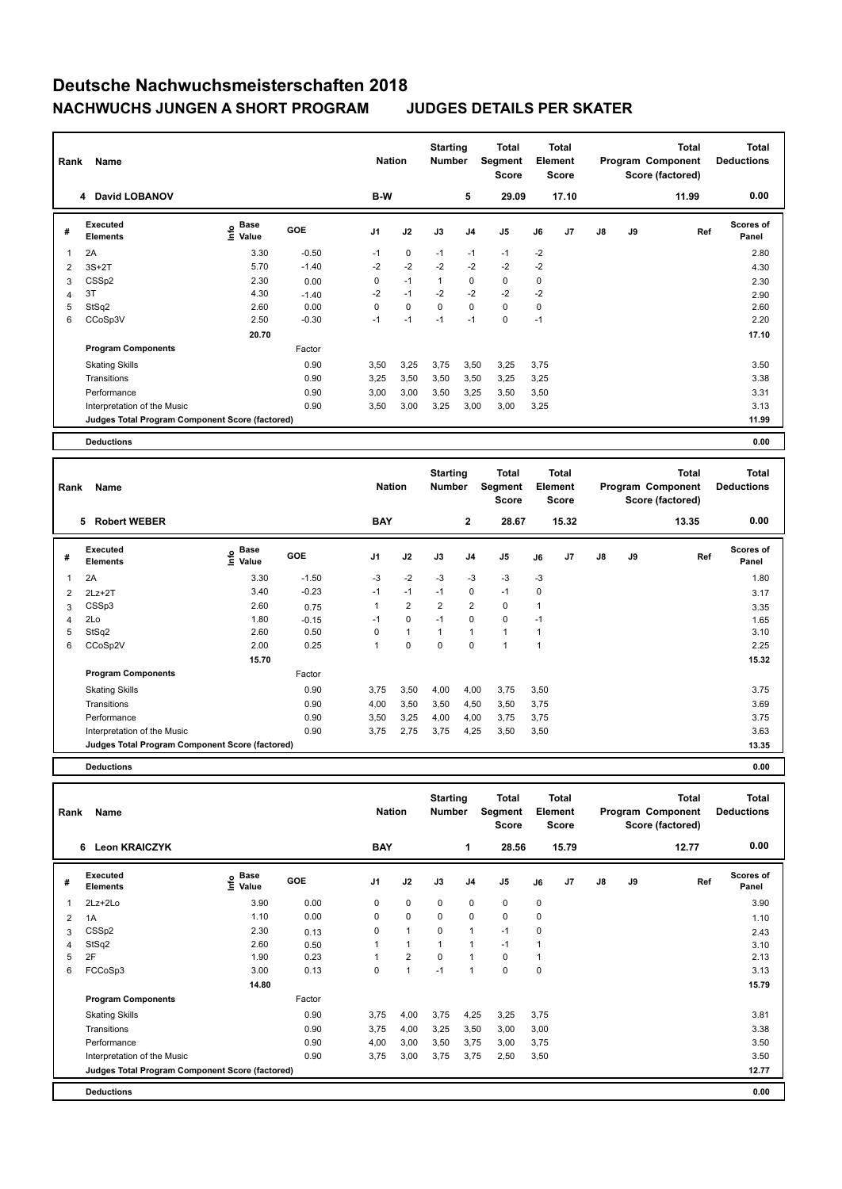# Deutsche Nachwuchsmeisterschaften 2018

## NACHWUCHS JUNGEN A SHORT PROGRAM JUDGES DETAILS PER SKATER

| Rank | Name | Nation | Starting Number | Total Segment Score | Total Element Score | Total Program Component Score (factored) | Total Deductions |
|---|---|---|---|---|---|---|---|
| 4 | David LOBANOV | B-W | 5 | 29.09 | 17.10 | 11.99 | 0.00 |

| # | Executed Elements | Info | Base Value | GOE | J1 | J2 | J3 | J4 | J5 | J6 | J7 | J8 | J9 | Ref | Scores of Panel |
|---|---|---|---|---|---|---|---|---|---|---|---|---|---|---|---|
| 1 | 2A | | 3.30 | -0.50 | -1 | 0 | -1 | -1 | -1 | -2 | | | | | 2.80 |
| 2 | 3S+2T | | 5.70 | -1.40 | -2 | -2 | -2 | -2 | -2 | -2 | | | | | 4.30 |
| 3 | CSSp2 | | 2.30 | 0.00 | 0 | -1 | 1 | 0 | 0 | 0 | | | | | 2.30 |
| 4 | 3T | | 4.30 | -1.40 | -2 | -1 | -2 | -2 | -2 | -2 | | | | | 2.90 |
| 5 | StSq2 | | 2.60 | 0.00 | 0 | 0 | 0 | 0 | 0 | 0 | | | | | 2.60 |
| 6 | CCoSp3V | | 2.50 | -0.30 | -1 | -1 | -1 | -1 | 0 | -1 | | | | | 2.20 |
| | | | 20.70 | | | | | | | | | | | | 17.10 |
| | **Program Components** | | | Factor | | | | | | | | | | | |
| | Skating Skills | | | 0.90 | 3,50 | 3,25 | 3,75 | 3,50 | 3,25 | 3,75 | | | | | 3.50 |
| | Transitions | | | 0.90 | 3,25 | 3,50 | 3,50 | 3,50 | 3,25 | 3,25 | | | | | 3.38 |
| | Performance | | | 0.90 | 3,00 | 3,00 | 3,50 | 3,25 | 3,50 | 3,50 | | | | | 3.31 |
| | Interpretation of the Music | | | 0.90 | 3,50 | 3,00 | 3,25 | 3,00 | 3,00 | 3,25 | | | | | 3.13 |
| | **Judges Total Program Component Score (factored)** | | | | | | | | | | | | | | 11.99 |
| | **Deductions** | | | | | | | | | | | | | | 0.00 |

| Rank | Name | Nation | Starting Number | Total Segment Score | Total Element Score | Total Program Component Score (factored) | Total Deductions |
|---|---|---|---|---|---|---|---|
| 5 | Robert WEBER | BAY | 2 | 28.67 | 15.32 | 13.35 | 0.00 |

| # | Executed Elements | Info | Base Value | GOE | J1 | J2 | J3 | J4 | J5 | J6 | J7 | J8 | J9 | Ref | Scores of Panel |
|---|---|---|---|---|---|---|---|---|---|---|---|---|---|---|---|
| 1 | 2A | | 3.30 | -1.50 | -3 | -2 | -3 | -3 | -3 | -3 | | | | | 1.80 |
| 2 | 2Lz+2T | | 3.40 | -0.23 | -1 | -1 | -1 | 0 | -1 | 0 | | | | | 3.17 |
| 3 | CSSp3 | | 2.60 | 0.75 | 1 | 2 | 2 | 2 | 0 | 1 | | | | | 3.35 |
| 4 | 2Lo | | 1.80 | -0.15 | -1 | 0 | -1 | 0 | 0 | -1 | | | | | 1.65 |
| 5 | StSq2 | | 2.60 | 0.50 | 0 | 1 | 1 | 1 | 1 | 1 | | | | | 3.10 |
| 6 | CCoSp2V | | 2.00 | 0.25 | 1 | 0 | 0 | 0 | 1 | 1 | | | | | 2.25 |
| | | | 15.70 | | | | | | | | | | | | 15.32 |
| | **Program Components** | | | Factor | | | | | | | | | | | |
| | Skating Skills | | | 0.90 | 3,75 | 3,50 | 4,00 | 4,00 | 3,75 | 3,50 | | | | | 3.75 |
| | Transitions | | | 0.90 | 4,00 | 3,50 | 3,50 | 4,50 | 3,50 | 3,75 | | | | | 3.69 |
| | Performance | | | 0.90 | 3,50 | 3,25 | 4,00 | 4,00 | 3,75 | 3,75 | | | | | 3.75 |
| | Interpretation of the Music | | | 0.90 | 3,75 | 2,75 | 3,75 | 4,25 | 3,50 | 3,50 | | | | | 3.63 |
| | **Judges Total Program Component Score (factored)** | | | | | | | | | | | | | | 13.35 |
| | **Deductions** | | | | | | | | | | | | | | 0.00 |

| Rank | Name | Nation | Starting Number | Total Segment Score | Total Element Score | Total Program Component Score (factored) | Total Deductions |
|---|---|---|---|---|---|---|---|
| 6 | Leon KRAICZYK | BAY | 1 | 28.56 | 15.79 | 12.77 | 0.00 |

| # | Executed Elements | Info | Base Value | GOE | J1 | J2 | J3 | J4 | J5 | J6 | J7 | J8 | J9 | Ref | Scores of Panel |
|---|---|---|---|---|---|---|---|---|---|---|---|---|---|---|---|
| 1 | 2Lz+2Lo | | 3.90 | 0.00 | 0 | 0 | 0 | 0 | 0 | 0 | | | | | 3.90 |
| 2 | 1A | | 1.10 | 0.00 | 0 | 0 | 0 | 0 | 0 | 0 | | | | | 1.10 |
| 3 | CSSp2 | | 2.30 | 0.13 | 0 | 1 | 0 | 1 | -1 | 0 | | | | | 2.43 |
| 4 | StSq2 | | 2.60 | 0.50 | 1 | 1 | 1 | 1 | -1 | 1 | | | | | 3.10 |
| 5 | 2F | | 1.90 | 0.23 | 1 | 2 | 0 | 1 | 0 | 1 | | | | | 2.13 |
| 6 | FCCoSp3 | | 3.00 | 0.13 | 0 | 1 | -1 | 1 | 0 | 0 | | | | | 3.13 |
| | | | 14.80 | | | | | | | | | | | | 15.79 |
| | **Program Components** | | | Factor | | | | | | | | | | | |
| | Skating Skills | | | 0.90 | 3,75 | 4,00 | 3,75 | 4,25 | 3,25 | 3,75 | | | | | 3.81 |
| | Transitions | | | 0.90 | 3,75 | 4,00 | 3,25 | 3,50 | 3,00 | 3,00 | | | | | 3.38 |
| | Performance | | | 0.90 | 4,00 | 3,00 | 3,50 | 3,75 | 3,00 | 3,75 | | | | | 3.50 |
| | Interpretation of the Music | | | 0.90 | 3,75 | 3,00 | 3,75 | 3,75 | 2,50 | 3,50 | | | | | 3.50 |
| | **Judges Total Program Component Score (factored)** | | | | | | | | | | | | | | 12.77 |
| | **Deductions** | | | | | | | | | | | | | | 0.00 |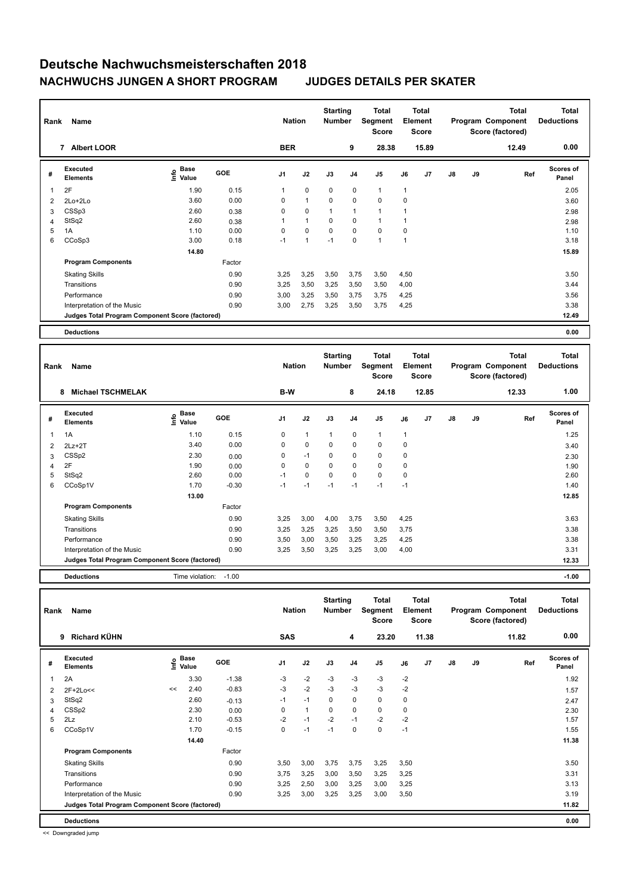# Deutsche Nachwuchsmeisterschaften 2018

## NACHWUCHS JUNGEN A SHORT PROGRAM — JUDGES DETAILS PER SKATER

| Rank | Name | Nation | Starting Number | Total Segment Score | Total Element Score | Total Program Component Score (factored) | Total Deductions |
|---|---|---|---|---|---|---|---|
| 7 | Albert LOOR | BER | 9 | 28.38 | 15.89 | 12.49 | 0.00 |

| # | Executed Elements | Info | Base Value | GOE | J1 | J2 | J3 | J4 | J5 | J6 | J7 | J8 | J9 | Ref | Scores of Panel |
|---|---|---|---|---|---|---|---|---|---|---|---|---|---|---|---|
| 1 | 2F | | 1.90 | 0.15 | 1 | 0 | 0 | 0 | 1 | 1 | | | | | 2.05 |
| 2 | 2Lo+2Lo | | 3.60 | 0.00 | 0 | 1 | 0 | 0 | 0 | 0 | | | | | 3.60 |
| 3 | CSSp3 | | 2.60 | 0.38 | 0 | 0 | 1 | 1 | 1 | 1 | | | | | 2.98 |
| 4 | StSq2 | | 2.60 | 0.38 | 1 | 1 | 0 | 0 | 1 | 1 | | | | | 2.98 |
| 5 | 1A | | 1.10 | 0.00 | 0 | 0 | 0 | 0 | 0 | 0 | | | | | 1.10 |
| 6 | CCoSp3 | | 3.00 | 0.18 | -1 | 1 | -1 | 0 | 1 | 1 | | | | | 3.18 |
| | | | 14.80 | | | | | | | | | | | | 15.89 |
| | **Program Components** | | | Factor | | | | | | | | | | | |
| | Skating Skills | | | 0.90 | 3,25 | 3,25 | 3,50 | 3,75 | 3,50 | 4,50 | | | | | 3.50 |
| | Transitions | | | 0.90 | 3,25 | 3,50 | 3,25 | 3,50 | 3,50 | 4,00 | | | | | 3.44 |
| | Performance | | | 0.90 | 3,00 | 3,25 | 3,50 | 3,75 | 3,75 | 4,25 | | | | | 3.56 |
| | Interpretation of the Music | | | 0.90 | 3,00 | 2,75 | 3,25 | 3,50 | 3,75 | 4,25 | | | | | 3.38 |
| | **Judges Total Program Component Score (factored)** | | | | | | | | | | | | | | 12.49 |
| | **Deductions** | | | | | | | | | | | | | | 0.00 |

| Rank | Name | Nation | Starting Number | Total Segment Score | Total Element Score | Total Program Component Score (factored) | Total Deductions |
|---|---|---|---|---|---|---|---|
| 8 | Michael TSCHMELAK | B-W | 8 | 24.18 | 12.85 | 12.33 | 1.00 |

| # | Executed Elements | Info | Base Value | GOE | J1 | J2 | J3 | J4 | J5 | J6 | J7 | J8 | J9 | Ref | Scores of Panel |
|---|---|---|---|---|---|---|---|---|---|---|---|---|---|---|---|
| 1 | 1A | | 1.10 | 0.15 | 0 | 1 | 1 | 0 | 1 | 1 | | | | | 1.25 |
| 2 | 2Lz+2T | | 3.40 | 0.00 | 0 | 0 | 0 | 0 | 0 | 0 | | | | | 3.40 |
| 3 | CSSp2 | | 2.30 | 0.00 | 0 | -1 | 0 | 0 | 0 | 0 | | | | | 2.30 |
| 4 | 2F | | 1.90 | 0.00 | 0 | 0 | 0 | 0 | 0 | 0 | | | | | 1.90 |
| 5 | StSq2 | | 2.60 | 0.00 | -1 | 0 | 0 | 0 | 0 | 0 | | | | | 2.60 |
| 6 | CCoSp1V | | 1.70 | -0.30 | -1 | -1 | -1 | -1 | -1 | -1 | | | | | 1.40 |
| | | | 13.00 | | | | | | | | | | | | 12.85 |
| | **Program Components** | | | Factor | | | | | | | | | | | |
| | Skating Skills | | | 0.90 | 3,25 | 3,00 | 4,00 | 3,75 | 3,50 | 4,25 | | | | | 3.63 |
| | Transitions | | | 0.90 | 3,25 | 3,25 | 3,25 | 3,50 | 3,50 | 3,75 | | | | | 3.38 |
| | Performance | | | 0.90 | 3,50 | 3,00 | 3,50 | 3,25 | 3,25 | 4,25 | | | | | 3.38 |
| | Interpretation of the Music | | | 0.90 | 3,25 | 3,50 | 3,25 | 3,25 | 3,00 | 4,00 | | | | | 3.31 |
| | **Judges Total Program Component Score (factored)** | | | | | | | | | | | | | | 12.33 |
| | **Deductions** | Time violation: | -1.00 | | | | | | | | | | | | -1.00 |

| Rank | Name | Nation | Starting Number | Total Segment Score | Total Element Score | Total Program Component Score (factored) | Total Deductions |
|---|---|---|---|---|---|---|---|
| 9 | Richard KÜHN | SAS | 4 | 23.20 | 11.38 | 11.82 | 0.00 |

| # | Executed Elements | Info | Base Value | GOE | J1 | J2 | J3 | J4 | J5 | J6 | J7 | J8 | J9 | Ref | Scores of Panel |
|---|---|---|---|---|---|---|---|---|---|---|---|---|---|---|---|
| 1 | 2A | | 3.30 | -1.38 | -3 | -2 | -3 | -3 | -3 | -2 | | | | | 1.92 |
| 2 | 2F+2Lo<< | << | 2.40 | -0.83 | -3 | -2 | -3 | -3 | -3 | -2 | | | | | 1.57 |
| 3 | StSq2 | | 2.60 | -0.13 | -1 | -1 | 0 | 0 | 0 | 0 | | | | | 2.47 |
| 4 | CSSp2 | | 2.30 | 0.00 | 0 | 1 | 0 | 0 | 0 | 0 | | | | | 2.30 |
| 5 | 2Lz | | 2.10 | -0.53 | -2 | -1 | -2 | -1 | -2 | -2 | | | | | 1.57 |
| 6 | CCoSp1V | | 1.70 | -0.15 | 0 | -1 | -1 | 0 | 0 | -1 | | | | | 1.55 |
| | | | 14.40 | | | | | | | | | | | | 11.38 |
| | **Program Components** | | | Factor | | | | | | | | | | | |
| | Skating Skills | | | 0.90 | 3,50 | 3,00 | 3,75 | 3,75 | 3,25 | 3,50 | | | | | 3.50 |
| | Transitions | | | 0.90 | 3,75 | 3,25 | 3,00 | 3,50 | 3,25 | 3,25 | | | | | 3.31 |
| | Performance | | | 0.90 | 3,25 | 2,50 | 3,00 | 3,25 | 3,00 | 3,25 | | | | | 3.13 |
| | Interpretation of the Music | | | 0.90 | 3,25 | 3,00 | 3,25 | 3,25 | 3,00 | 3,50 | | | | | 3.19 |
| | **Judges Total Program Component Score (factored)** | | | | | | | | | | | | | | 11.82 |
| | **Deductions** | | | | | | | | | | | | | | 0.00 |

<< Downgraded jump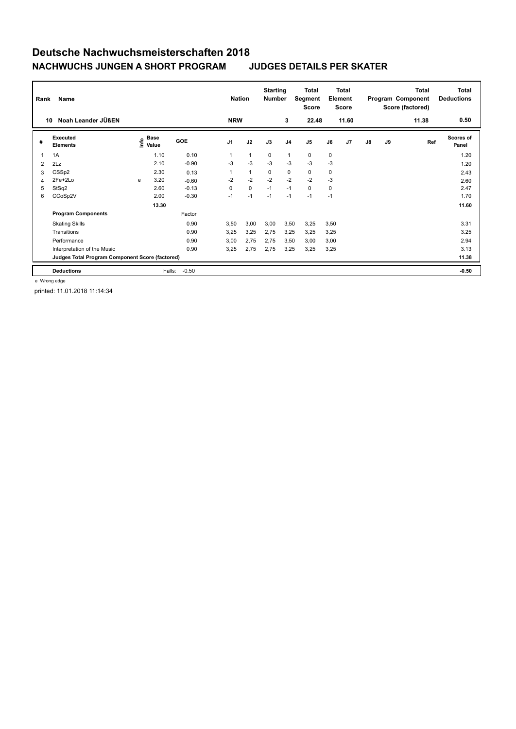# Deutsche Nachwuchsmeisterschaften 2018

## NACHWUCHS JUNGEN A SHORT PROGRAM JUDGES DETAILS PER SKATER

| Rank | Name | Nation | Starting Number | Total Segment Score | Total Element Score | Total Program Component Score (factored) | Total Deductions |
|---|---|---|---|---|---|---|---|
| 10 | Noah Leander JÜßEN | NRW | 3 | 22.48 | 11.60 | 11.38 | 0.50 |

| # | Executed Elements | Info | Base Value | GOE | J1 | J2 | J3 | J4 | J5 | J6 | J7 | J8 | J9 | Ref | Scores of Panel |
|---|---|---|---|---|---|---|---|---|---|---|---|---|---|---|---|
| 1 | 1A | | 1.10 | 0.10 | 1 | 1 | 0 | 1 | 0 | 0 | | | | | 1.20 |
| 2 | 2Lz | | 2.10 | -0.90 | -3 | -3 | -3 | -3 | -3 | -3 | | | | | 1.20 |
| 3 | CSSp2 | | 2.30 | 0.13 | 1 | 1 | 0 | 0 | 0 | 0 | | | | | 2.43 |
| 4 | 2Fe+2Lo | e | 3.20 | -0.60 | -2 | -2 | -2 | -2 | -2 | -3 | | | | | 2.60 |
| 5 | StSq2 | | 2.60 | -0.13 | 0 | 0 | -1 | -1 | 0 | 0 | | | | | 2.47 |
| 6 | CCoSp2V | | 2.00 | -0.30 | -1 | -1 | -1 | -1 | -1 | -1 | | | | | 1.70 |
| | | | 13.30 | | | | | | | | | | | | 11.60 |
| | **Program Components** | | | Factor | | | | | | | | | | | |
| | Skating Skills | | | 0.90 | 3,50 | 3,00 | 3,00 | 3,50 | 3,25 | 3,50 | | | | | 3.31 |
| | Transitions | | | 0.90 | 3,25 | 3,25 | 2,75 | 3,25 | 3,25 | 3,25 | | | | | 3.25 |
| | Performance | | | 0.90 | 3,00 | 2,75 | 2,75 | 3,50 | 3,00 | 3,00 | | | | | 2.94 |
| | Interpretation of the Music | | | 0.90 | 3,25 | 2,75 | 2,75 | 3,25 | 3,25 | 3,25 | | | | | 3.13 |
| | **Judges Total Program Component Score (factored)** | | | | | | | | | | | | | | 11.38 |
| | **Deductions** | | Falls: | -0.50 | | | | | | | | | | | -0.50 |

e Wrong edge

printed: 11.01.2018 11:14:34